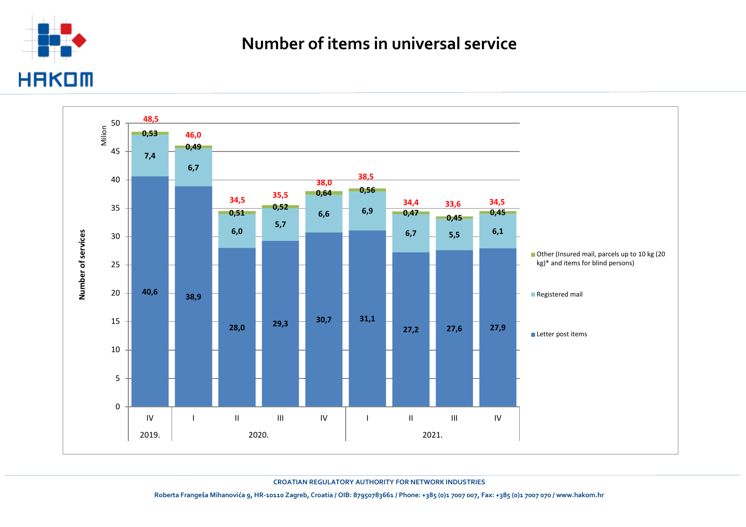# Number of items in universal service

| Year | Quarter | Letter post items | Registered mail | Other (Insured mail, parcels up to 10 kg (20 kg)* and items for blind persons) | Total |
|---|---|---|---|---|---|
| 2019. | IV | 40,6 | 7,4 | 0,53 | 48,5 |
| 2020. | I | 38,9 | 6,7 | 0,49 | 46,0 |
| 2020. | II | 28,0 | 6,0 | 0,51 | 34,5 |
| 2020. | III | 29,3 | 5,7 | 0,52 | 35,5 |
| 2020. | IV | 30,7 | 6,6 | 0,64 | 38,0 |
| 2021. | I | 31,1 | 6,9 | 0,56 | 38,5 |
| 2021. | II | 27,2 | 6,7 | 0,47 | 34,4 |
| 2021. | III | 27,6 | 5,5 | 0,45 | 33,6 |
| 2021. | IV | 27,9 | 6,1 | 0,45 | 34,5 |

Number of services (Milion)

CROATIAN REGULATORY AUTHORITY FOR NETWORK INDUSTRIES

Roberta Frangeša Mihanovića 9, HR-10110 Zagreb, Croatia / OIB: 87950783661 / Phone: +385 (0)1 7007 007, Fax: +385 (0)1 7007 070 / www.hakom.hr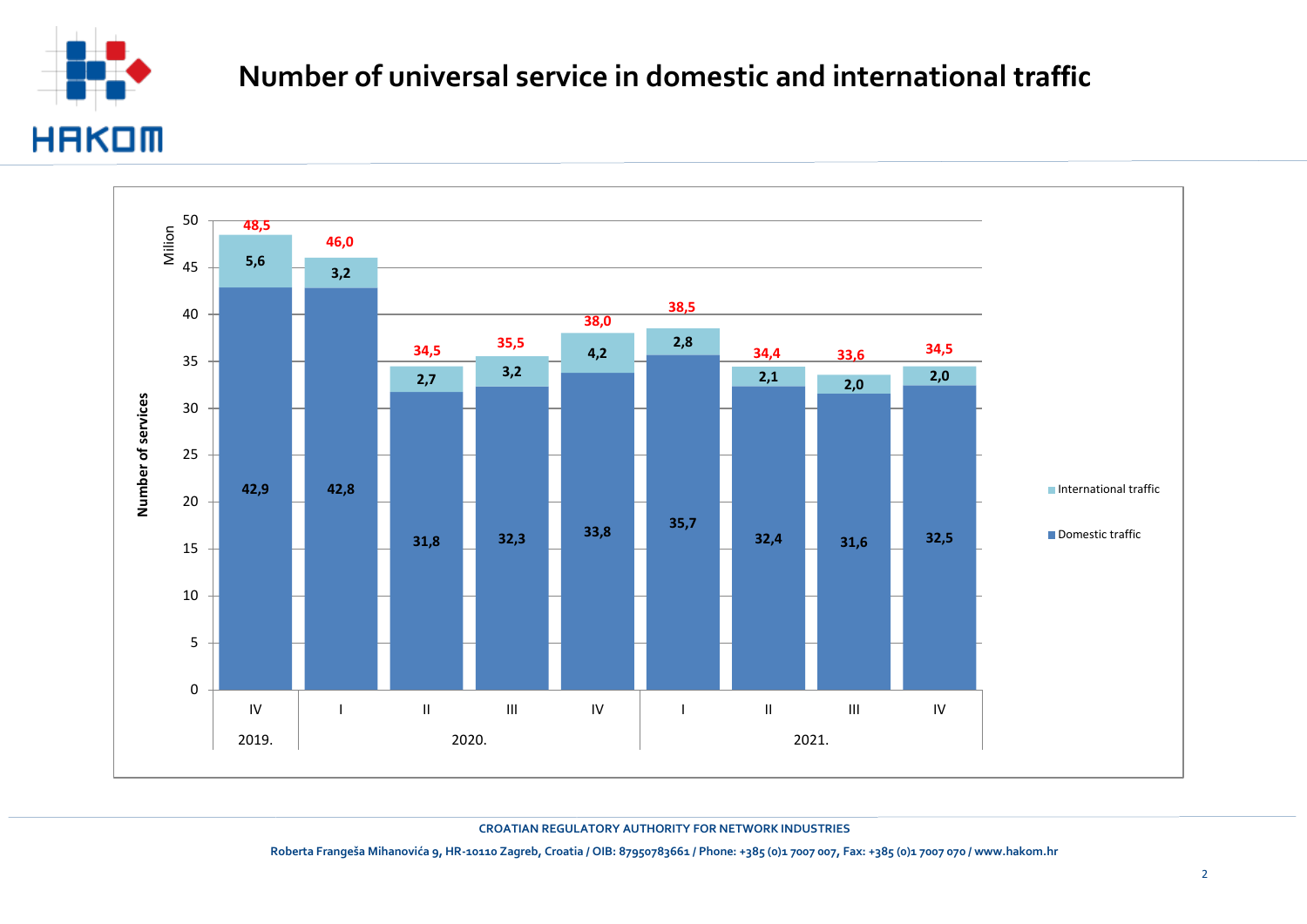HAKOM

# Number of universal service in domestic and international traffic

Milion

Number of services

50
45
40
35
30
25
20
15
10
5
0

48,5
5,6
42,9

46,0
3,2
42,8

34,5
2,7
31,8

35,5
3,2
32,3

38,0
4,2
33,8

38,5
2,8
35,7

34,4
2,1
32,4

33,6
2,0
31,6

34,5
2,0
32,5

IV I II III IV I II III IV

2019. 2020. 2021.

International traffic

Domestic traffic

CROATIAN REGULATORY AUTHORITY FOR NETWORK INDUSTRIES

Roberta Frangeša Mihanovića 9, HR-10110 Zagreb, Croatia / OIB: 87950783661 / Phone: +385 (0)1 7007 007, Fax: +385 (0)1 7007 070 / www.hakom.hr